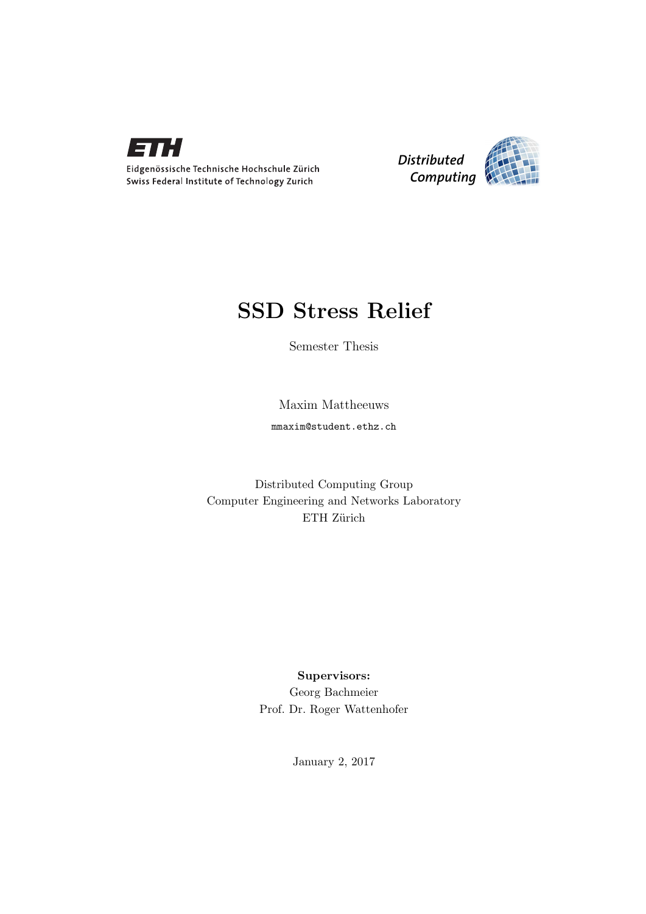Eidgenössische Technische Hochschule Zürich
Swiss Federal Institute of Technology Zurich

Distributed Computing

# SSD Stress Relief

Semester Thesis

Maxim Mattheeuws

mmaxim@student.ethz.ch

Distributed Computing Group
Computer Engineering and Networks Laboratory
ETH Zürich

**Supervisors:**
Georg Bachmeier
Prof. Dr. Roger Wattenhofer

January 2, 2017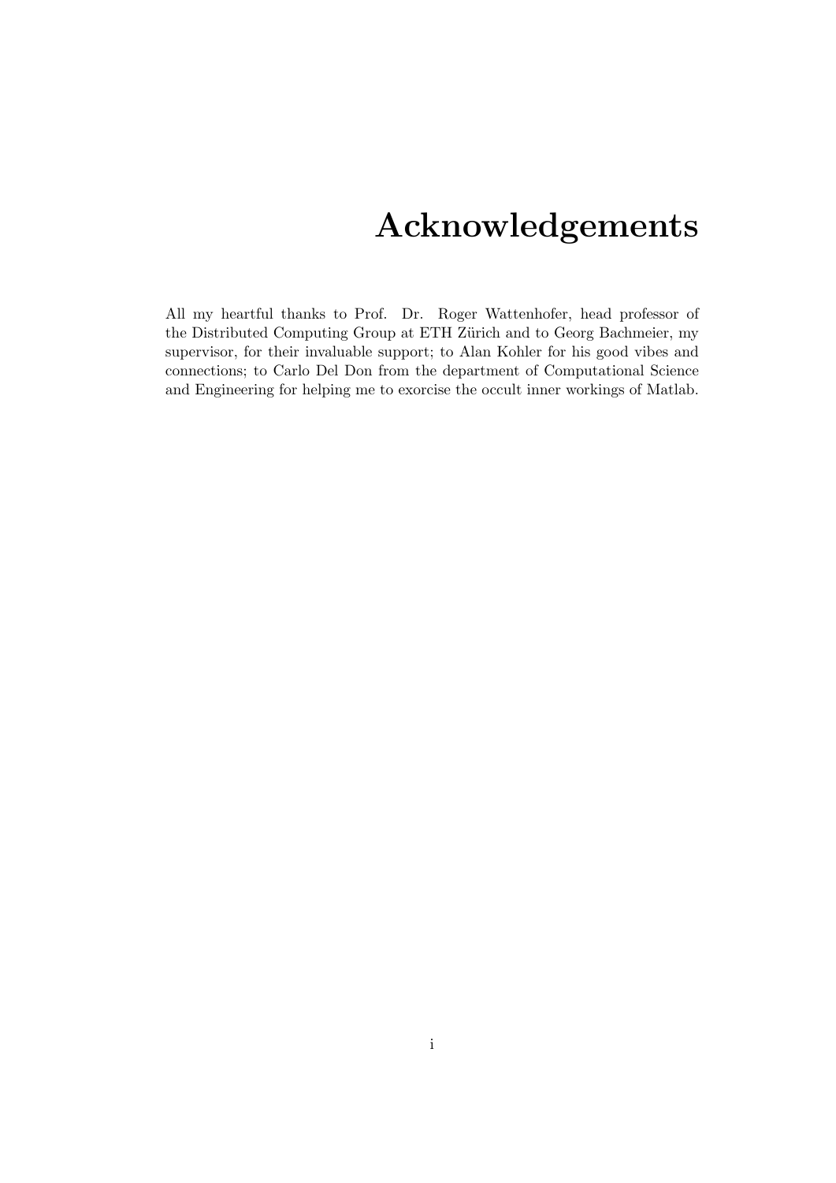# Acknowledgements

All my heartful thanks to Prof. Dr. Roger Wattenhofer, head professor of the Distributed Computing Group at ETH Zürich and to Georg Bachmeier, my supervisor, for their invaluable support; to Alan Kohler for his good vibes and connections; to Carlo Del Don from the department of Computational Science and Engineering for helping me to exorcise the occult inner workings of Matlab.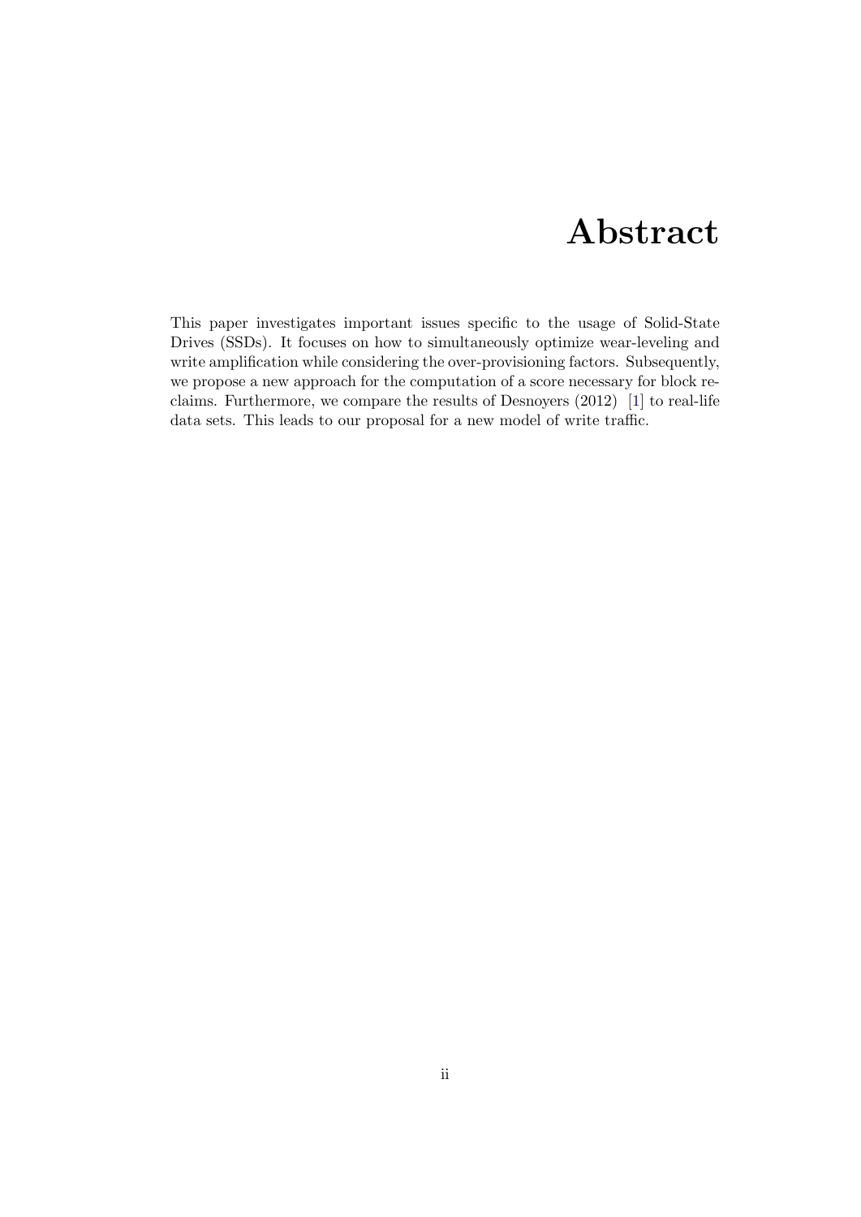# Abstract

This paper investigates important issues specific to the usage of Solid-State Drives (SSDs). It focuses on how to simultaneously optimize wear-leveling and write amplification while considering the over-provisioning factors. Subsequently, we propose a new approach for the computation of a score necessary for block reclaims. Furthermore, we compare the results of Desnoyers (2012) [1] to real-life data sets. This leads to our proposal for a new model of write traffic.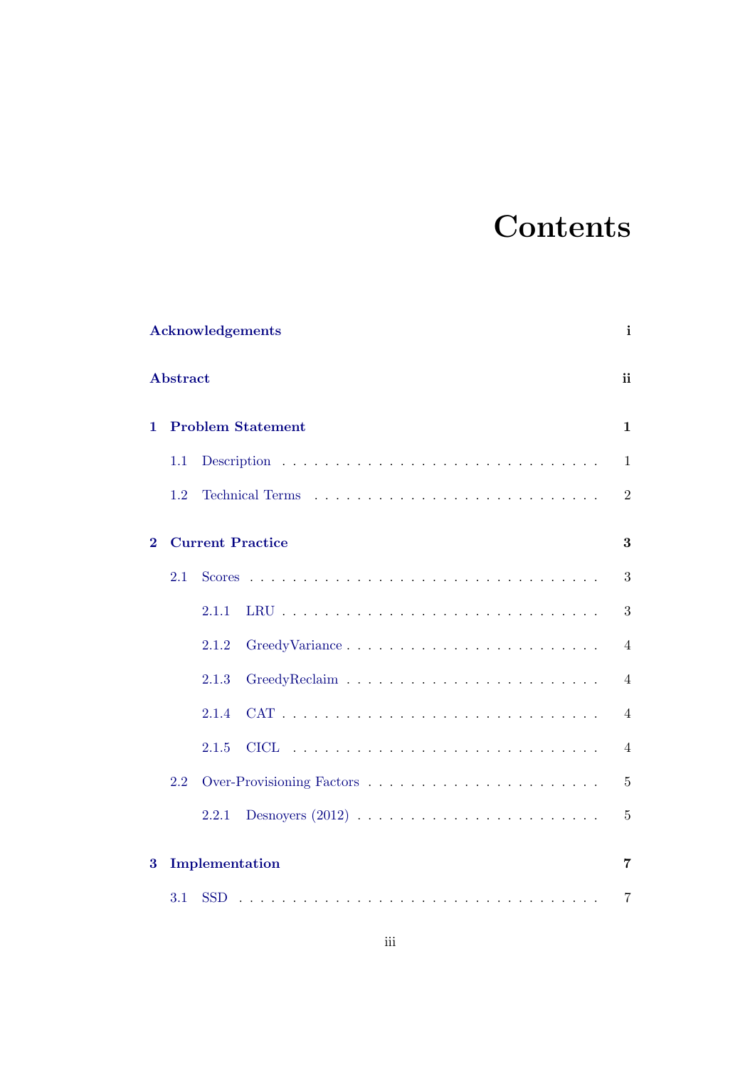# Contents

**Acknowledgements** **i**

**Abstract** **ii**

**1 Problem Statement** **1**

- 1.1 Description . . . . . . . . . . . . . . . . . . . . . . . . . . . . . 1
- 1.2 Technical Terms . . . . . . . . . . . . . . . . . . . . . . . . . . 2

**2 Current Practice** **3**

- 2.1 Scores . . . . . . . . . . . . . . . . . . . . . . . . . . . . . . . . 3
  - 2.1.1 LRU . . . . . . . . . . . . . . . . . . . . . . . . . . . . 3
  - 2.1.2 GreedyVariance . . . . . . . . . . . . . . . . . . . . . . 4
  - 2.1.3 GreedyReclaim . . . . . . . . . . . . . . . . . . . . . . 4
  - 2.1.4 CAT . . . . . . . . . . . . . . . . . . . . . . . . . . . . 4
  - 2.1.5 CICL . . . . . . . . . . . . . . . . . . . . . . . . . . . 4
- 2.2 Over-Provisioning Factors . . . . . . . . . . . . . . . . . . . . . 5
  - 2.2.1 Desnoyers (2012) . . . . . . . . . . . . . . . . . . . . . 5

**3 Implementation** **7**

- 3.1 SSD . . . . . . . . . . . . . . . . . . . . . . . . . . . . . . . . . 7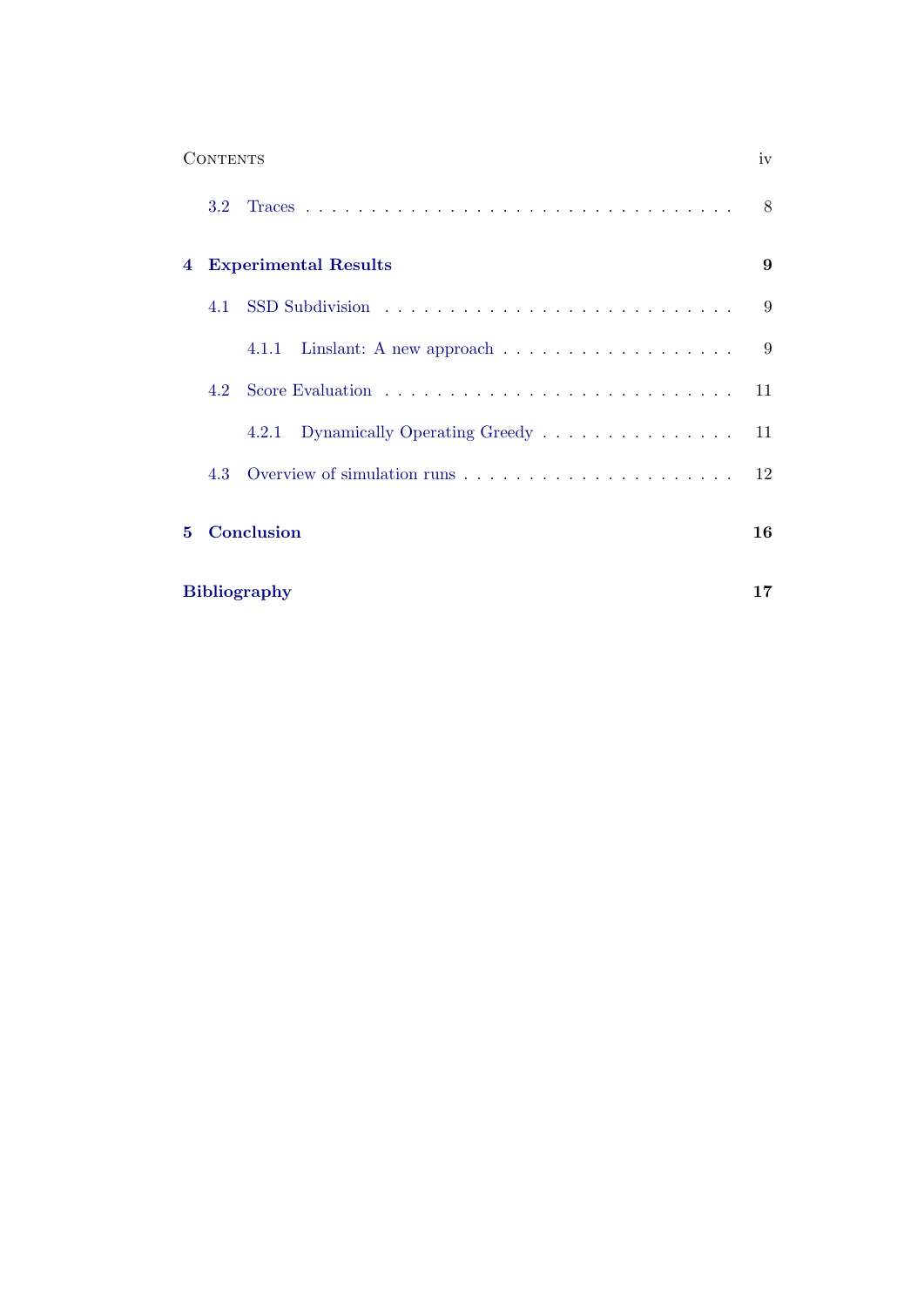- 3.2 Traces . . . . . . . . . . 8

**4 Experimental Results** **9**

- 4.1 SSD Subdivision . . . . . . . . . . 9
  - 4.1.1 Linslant: A new approach . . . . . . . . . . 9
- 4.2 Score Evaluation . . . . . . . . . . 11
  - 4.2.1 Dynamically Operating Greedy . . . . . . . . . . 11
- 4.3 Overview of simulation runs . . . . . . . . . . 12

**5 Conclusion** **16**

**Bibliography** **17**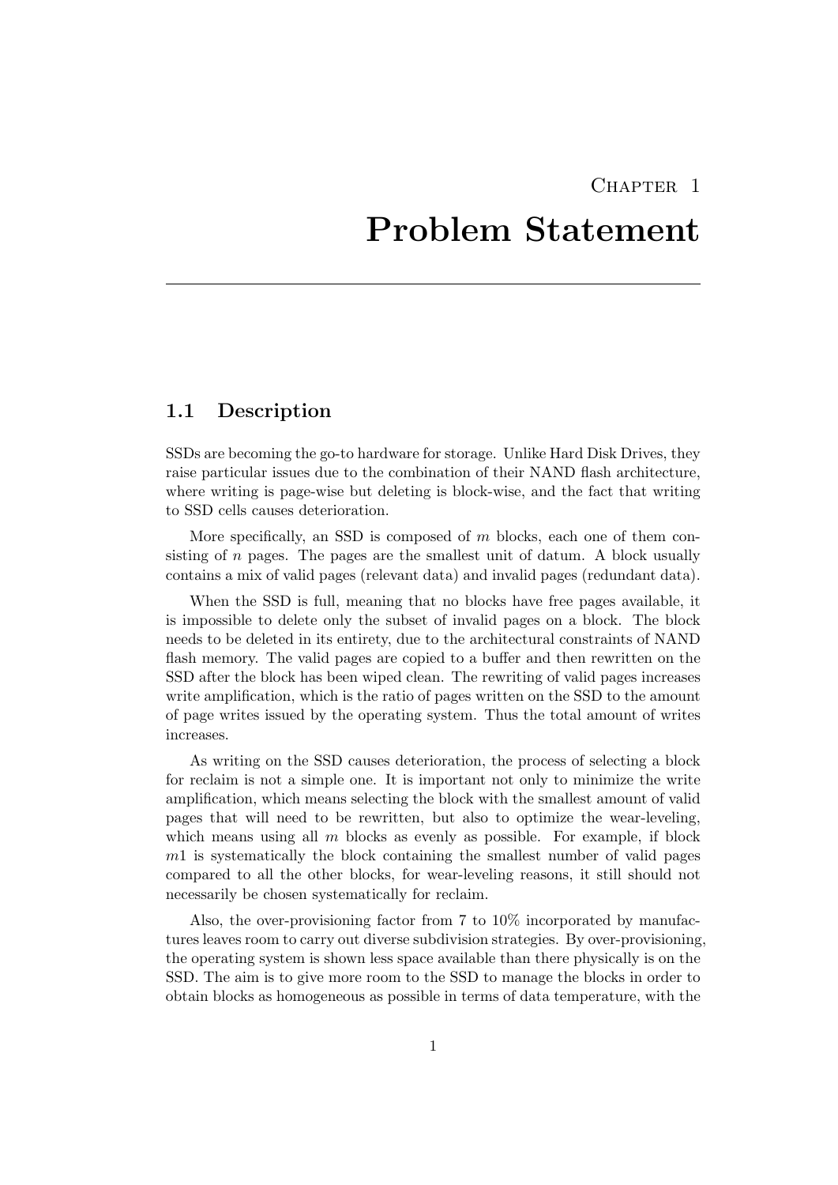# Chapter 1

# Problem Statement

## 1.1 Description

SSDs are becoming the go-to hardware for storage. Unlike Hard Disk Drives, they raise particular issues due to the combination of their NAND flash architecture, where writing is page-wise but deleting is block-wise, and the fact that writing to SSD cells causes deterioration.

More specifically, an SSD is composed of $m$ blocks, each one of them consisting of $n$ pages. The pages are the smallest unit of datum. A block usually contains a mix of valid pages (relevant data) and invalid pages (redundant data).

When the SSD is full, meaning that no blocks have free pages available, it is impossible to delete only the subset of invalid pages on a block. The block needs to be deleted in its entirety, due to the architectural constraints of NAND flash memory. The valid pages are copied to a buffer and then rewritten on the SSD after the block has been wiped clean. The rewriting of valid pages increases write amplification, which is the ratio of pages written on the SSD to the amount of page writes issued by the operating system. Thus the total amount of writes increases.

As writing on the SSD causes deterioration, the process of selecting a block for reclaim is not a simple one. It is important not only to minimize the write amplification, which means selecting the block with the smallest amount of valid pages that will need to be rewritten, but also to optimize the wear-leveling, which means using all $m$ blocks as evenly as possible. For example, if block $m1$ is systematically the block containing the smallest number of valid pages compared to all the other blocks, for wear-leveling reasons, it still should not necessarily be chosen systematically for reclaim.

Also, the over-provisioning factor from 7 to 10% incorporated by manufactures leaves room to carry out diverse subdivision strategies. By over-provisioning, the operating system is shown less space available than there physically is on the SSD. The aim is to give more room to the SSD to manage the blocks in order to obtain blocks as homogeneous as possible in terms of data temperature, with the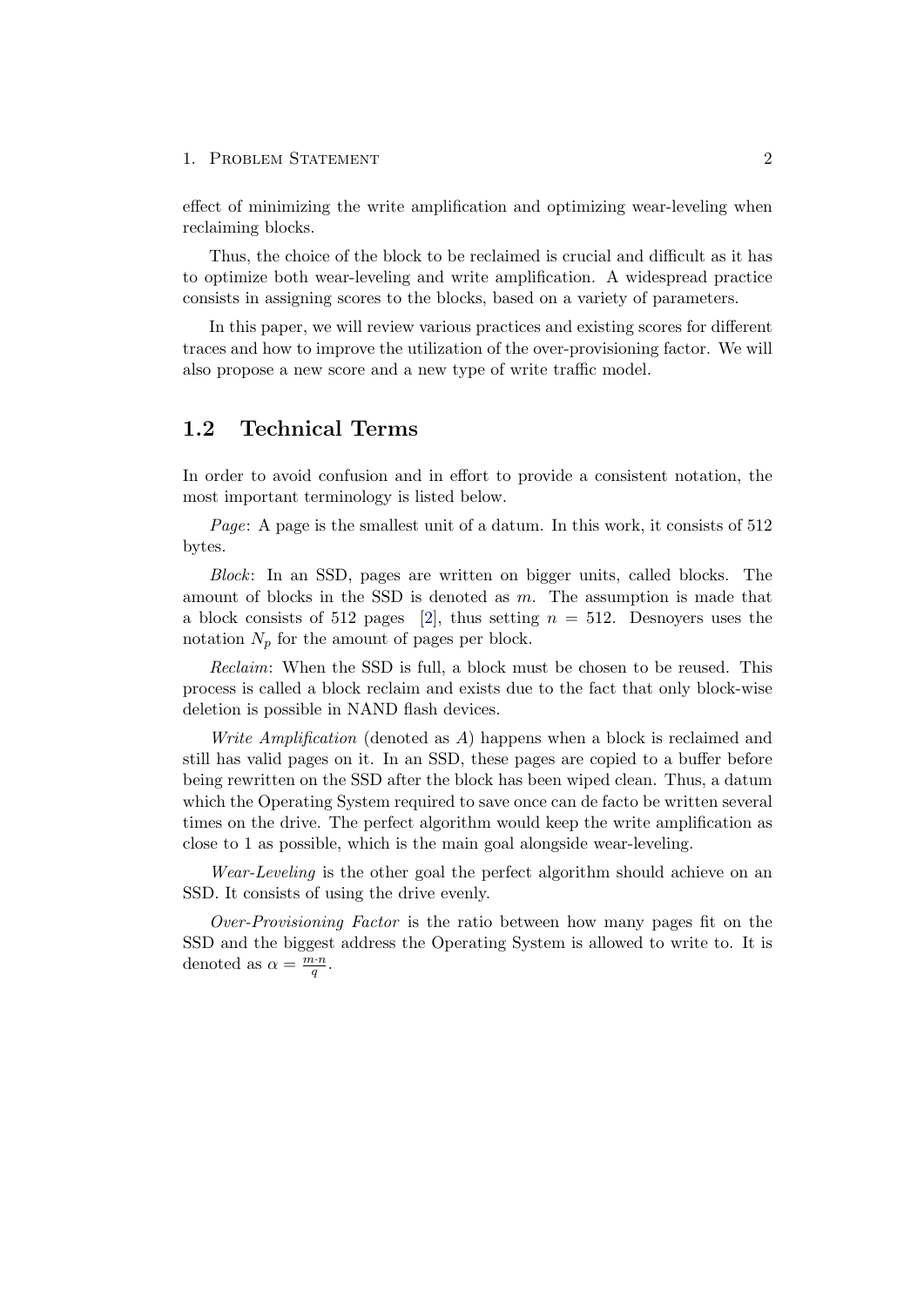effect of minimizing the write amplification and optimizing wear-leveling when reclaiming blocks.

Thus, the choice of the block to be reclaimed is crucial and difficult as it has to optimize both wear-leveling and write amplification. A widespread practice consists in assigning scores to the blocks, based on a variety of parameters.

In this paper, we will review various practices and existing scores for different traces and how to improve the utilization of the over-provisioning factor. We will also propose a new score and a new type of write traffic model.

## 1.2 Technical Terms

In order to avoid confusion and in effort to provide a consistent notation, the most important terminology is listed below.

*Page*: A page is the smallest unit of a datum. In this work, it consists of 512 bytes.

*Block*: In an SSD, pages are written on bigger units, called blocks. The amount of blocks in the SSD is denoted as $m$. The assumption is made that a block consists of 512 pages [2], thus setting $n = 512$. Desnoyers uses the notation $N_p$ for the amount of pages per block.

*Reclaim*: When the SSD is full, a block must be chosen to be reused. This process is called a block reclaim and exists due to the fact that only block-wise deletion is possible in NAND flash devices.

*Write Amplification* (denoted as $A$) happens when a block is reclaimed and still has valid pages on it. In an SSD, these pages are copied to a buffer before being rewritten on the SSD after the block has been wiped clean. Thus, a datum which the Operating System required to save once can de facto be written several times on the drive. The perfect algorithm would keep the write amplification as close to 1 as possible, which is the main goal alongside wear-leveling.

*Wear-Leveling* is the other goal the perfect algorithm should achieve on an SSD. It consists of using the drive evenly.

*Over-Provisioning Factor* is the ratio between how many pages fit on the SSD and the biggest address the Operating System is allowed to write to. It is denoted as $\alpha = \frac{m \cdot n}{q}$.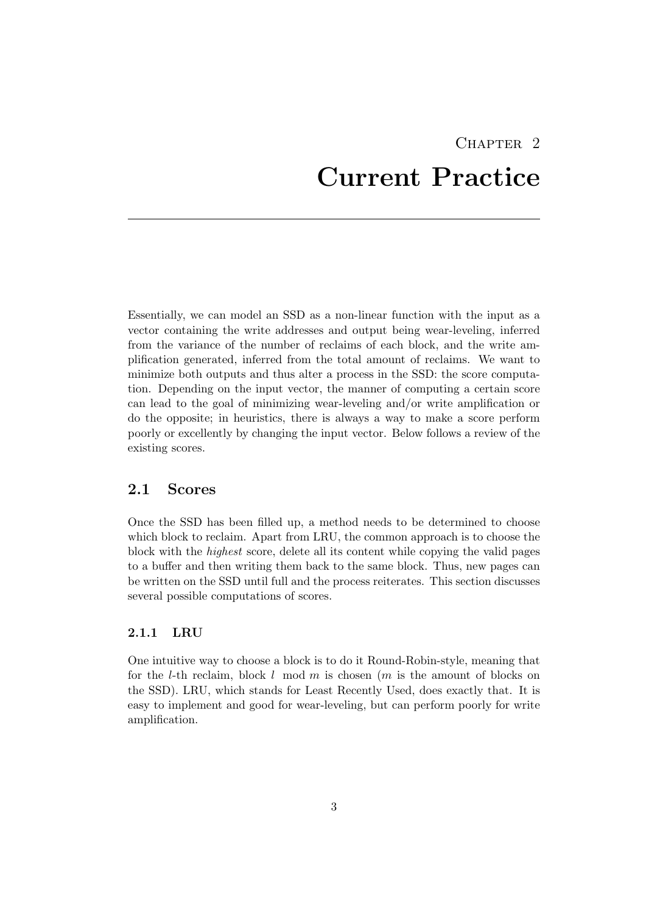# Chapter 2

# Current Practice

Essentially, we can model an SSD as a non-linear function with the input as a vector containing the write addresses and output being wear-leveling, inferred from the variance of the number of reclaims of each block, and the write amplification generated, inferred from the total amount of reclaims. We want to minimize both outputs and thus alter a process in the SSD: the score computation. Depending on the input vector, the manner of computing a certain score can lead to the goal of minimizing wear-leveling and/or write amplification or do the opposite; in heuristics, there is always a way to make a score perform poorly or excellently by changing the input vector. Below follows a review of the existing scores.

## 2.1 Scores

Once the SSD has been filled up, a method needs to be determined to choose which block to reclaim. Apart from LRU, the common approach is to choose the block with the *highest* score, delete all its content while copying the valid pages to a buffer and then writing them back to the same block. Thus, new pages can be written on the SSD until full and the process reiterates. This section discusses several possible computations of scores.

### 2.1.1 LRU

One intuitive way to choose a block is to do it Round-Robin-style, meaning that for the $l$-th reclaim, block $l \mod m$ is chosen ($m$ is the amount of blocks on the SSD). LRU, which stands for Least Recently Used, does exactly that. It is easy to implement and good for wear-leveling, but can perform poorly for write amplification.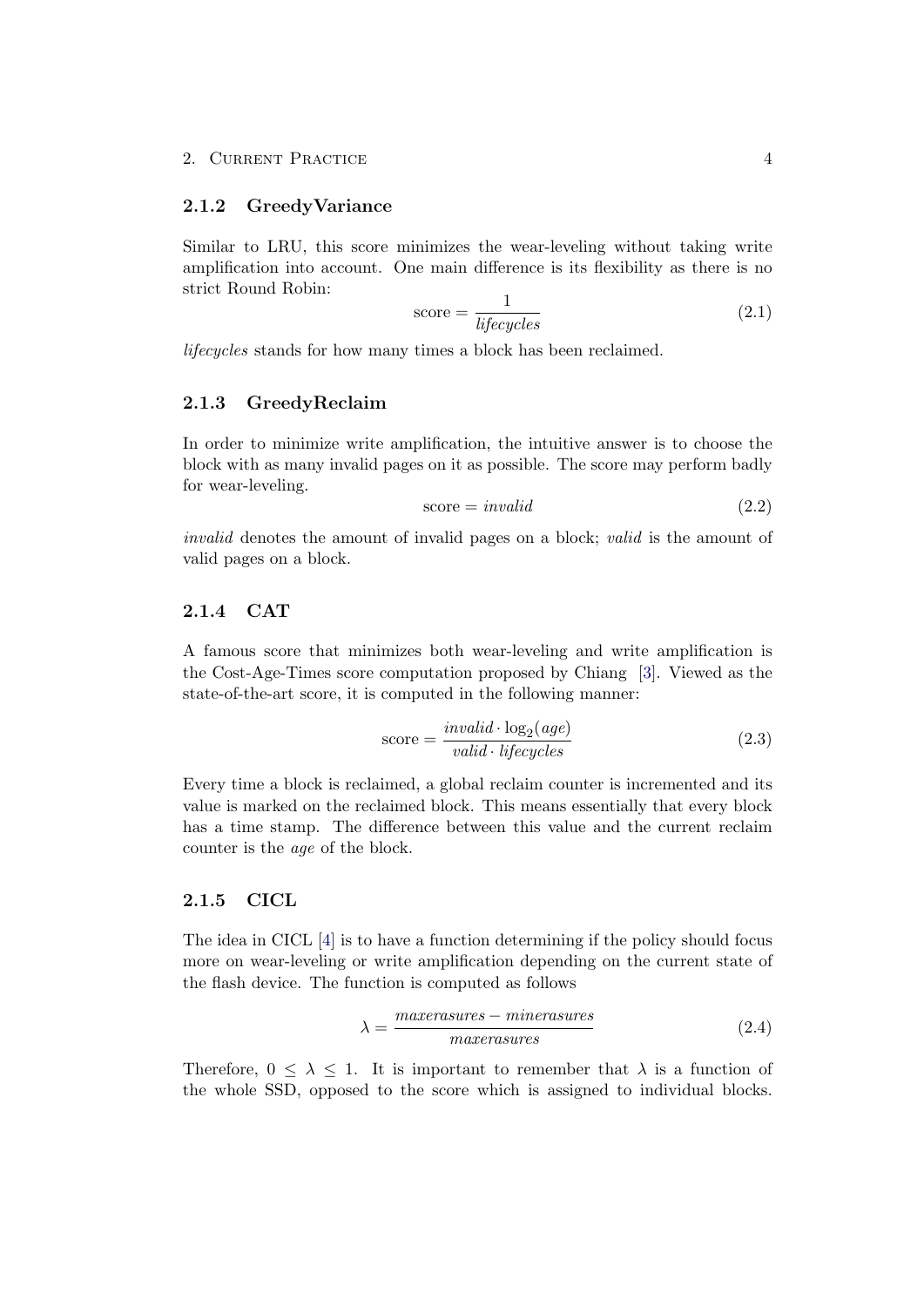### 2.1.2 GreedyVariance

Similar to LRU, this score minimizes the wear-leveling without taking write amplification into account. One main difference is its flexibility as there is no strict Round Robin:

$$\text{score} = \frac{1}{\mathit{lifecycles}} \tag{2.1}$$

*lifecycles* stands for how many times a block has been reclaimed.

### 2.1.3 GreedyReclaim

In order to minimize write amplification, the intuitive answer is to choose the block with as many invalid pages on it as possible. The score may perform badly for wear-leveling.

$$\text{score} = \mathit{invalid} \tag{2.2}$$

*invalid* denotes the amount of invalid pages on a block; *valid* is the amount of valid pages on a block.

### 2.1.4 CAT

A famous score that minimizes both wear-leveling and write amplification is the Cost-Age-Times score computation proposed by Chiang [3]. Viewed as the state-of-the-art score, it is computed in the following manner:

$$\text{score} = \frac{\mathit{invalid} \cdot \log_2(\mathit{age})}{\mathit{valid} \cdot \mathit{lifecycles}} \tag{2.3}$$

Every time a block is reclaimed, a global reclaim counter is incremented and its value is marked on the reclaimed block. This means essentially that every block has a time stamp. The difference between this value and the current reclaim counter is the *age* of the block.

### 2.1.5 CICL

The idea in CICL [4] is to have a function determining if the policy should focus more on wear-leveling or write amplification depending on the current state of the flash device. The function is computed as follows

$$\lambda = \frac{\mathit{maxerasures} - \mathit{minerasures}}{\mathit{maxerasures}} \tag{2.4}$$

Therefore, $0 \leq \lambda \leq 1$. It is important to remember that $\lambda$ is a function of the whole SSD, opposed to the score which is assigned to individual blocks.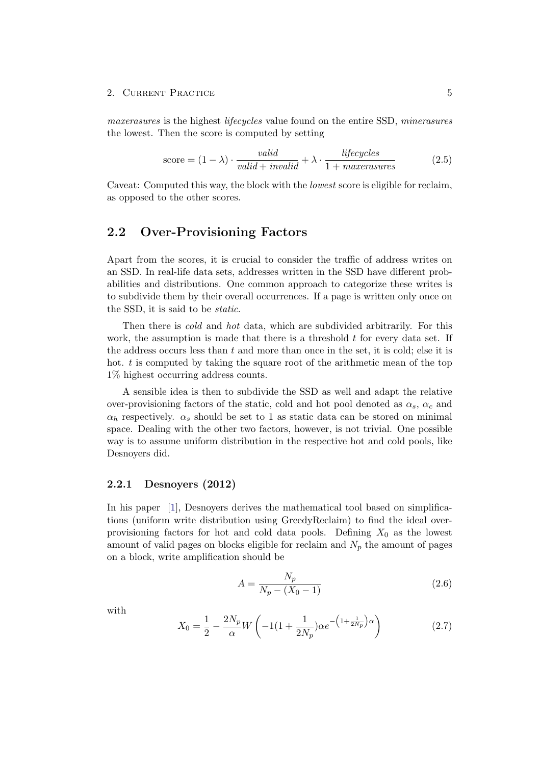*maxerasures* is the highest *lifecycles* value found on the entire SSD, *minerasures* the lowest. Then the score is computed by setting

$$\text{score} = (1 - \lambda) \cdot \frac{valid}{valid + invalid} + \lambda \cdot \frac{lifecycles}{1 + maxerasures} \tag{2.5}$$

Caveat: Computed this way, the block with the *lowest* score is eligible for reclaim, as opposed to the other scores.

## 2.2 Over-Provisioning Factors

Apart from the scores, it is crucial to consider the traffic of address writes on an SSD. In real-life data sets, addresses written in the SSD have different probabilities and distributions. One common approach to categorize these writes is to subdivide them by their overall occurrences. If a page is written only once on the SSD, it is said to be *static*.

Then there is *cold* and *hot* data, which are subdivided arbitrarily. For this work, the assumption is made that there is a threshold $t$ for every data set. If the address occurs less than $t$ and more than once in the set, it is cold; else it is hot. $t$ is computed by taking the square root of the arithmetic mean of the top 1% highest occurring address counts.

A sensible idea is then to subdivide the SSD as well and adapt the relative over-provisioning factors of the static, cold and hot pool denoted as $\alpha_s$, $\alpha_c$ and $\alpha_h$ respectively. $\alpha_s$ should be set to 1 as static data can be stored on minimal space. Dealing with the other two factors, however, is not trivial. One possible way is to assume uniform distribution in the respective hot and cold pools, like Desnoyers did.

### 2.2.1 Desnoyers (2012)

In his paper [1], Desnoyers derives the mathematical tool based on simplifications (uniform write distribution using GreedyReclaim) to find the ideal over-provisioning factors for hot and cold data pools. Defining $X_0$ as the lowest amount of valid pages on blocks eligible for reclaim and $N_p$ the amount of pages on a block, write amplification should be

$$A = \frac{N_p}{N_p - (X_0 - 1)} \tag{2.6}$$

with

$$X_0 = \frac{1}{2} - \frac{2N_p}{\alpha} W\left(-1(1 + \frac{1}{2N_p})\alpha e^{-\left(1+\frac{1}{2N_p}\right)\alpha}\right) \tag{2.7}$$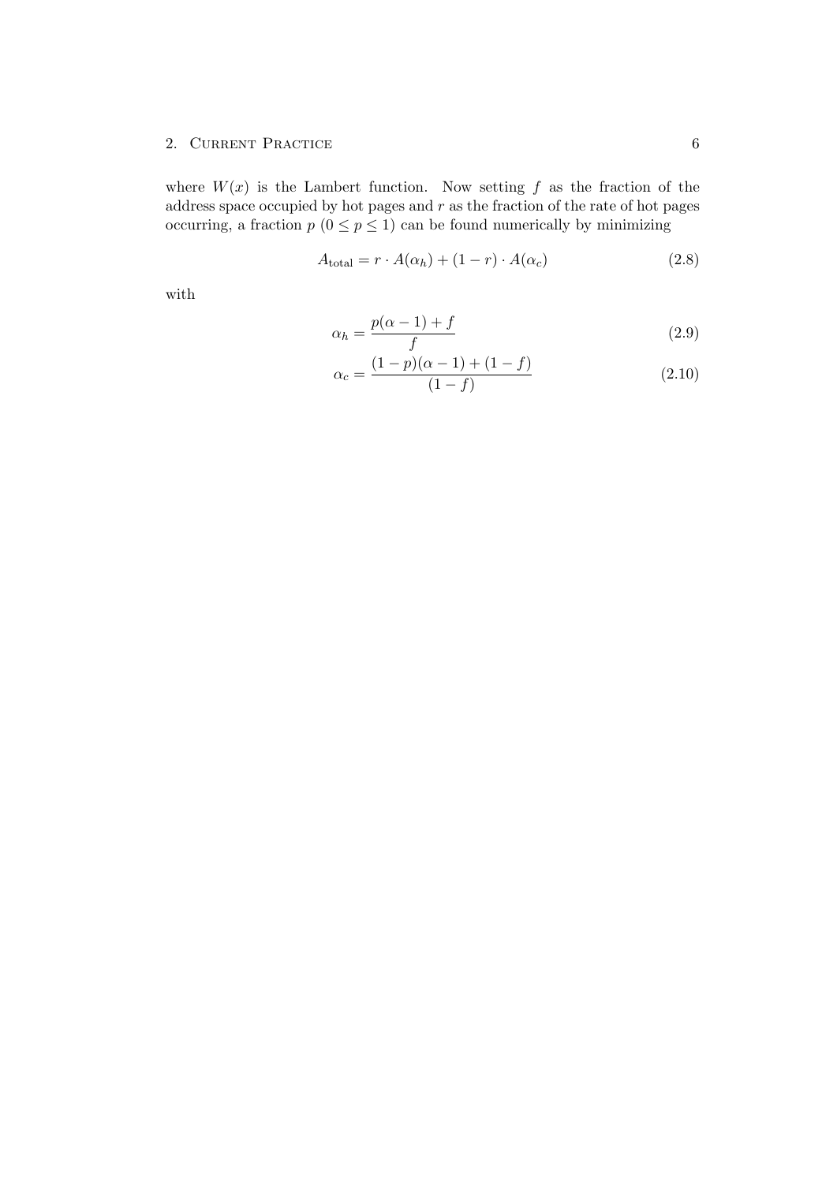where $W(x)$ is the Lambert function. Now setting $f$ as the fraction of the address space occupied by hot pages and $r$ as the fraction of the rate of hot pages occurring, a fraction $p$ ($0 \leq p \leq 1$) can be found numerically by minimizing

$$A_{\text{total}} = r \cdot A(\alpha_h) + (1 - r) \cdot A(\alpha_c) \tag{2.8}$$

with

$$\alpha_h = \frac{p(\alpha - 1) + f}{f} \tag{2.9}$$

$$\alpha_c = \frac{(1 - p)(\alpha - 1) + (1 - f)}{(1 - f)} \tag{2.10}$$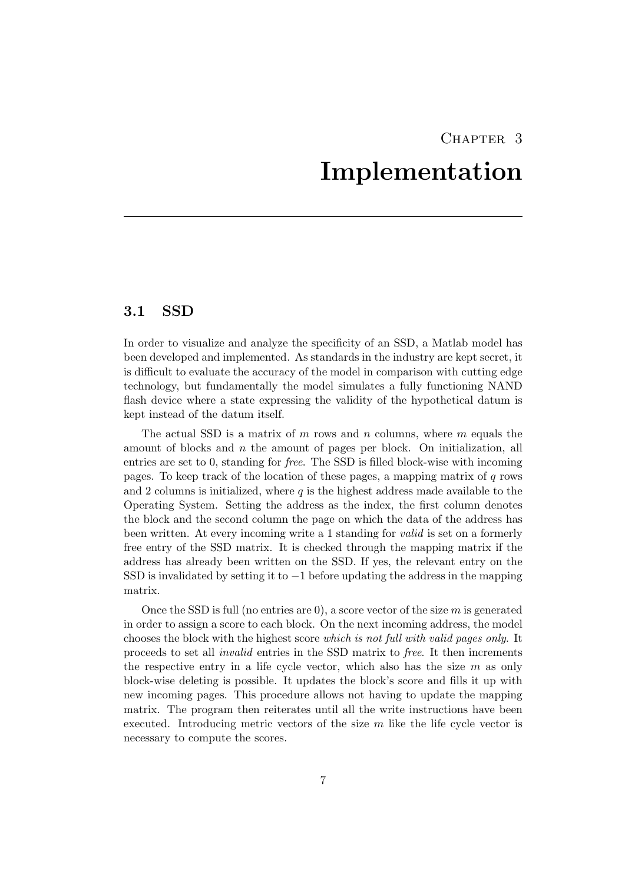# Chapter 3
# Implementation

## 3.1 SSD

In order to visualize and analyze the specificity of an SSD, a Matlab model has been developed and implemented. As standards in the industry are kept secret, it is difficult to evaluate the accuracy of the model in comparison with cutting edge technology, but fundamentally the model simulates a fully functioning NAND flash device where a state expressing the validity of the hypothetical datum is kept instead of the datum itself.

The actual SSD is a matrix of $m$ rows and $n$ columns, where $m$ equals the amount of blocks and $n$ the amount of pages per block. On initialization, all entries are set to 0, standing for *free*. The SSD is filled block-wise with incoming pages. To keep track of the location of these pages, a mapping matrix of $q$ rows and 2 columns is initialized, where $q$ is the highest address made available to the Operating System. Setting the address as the index, the first column denotes the block and the second column the page on which the data of the address has been written. At every incoming write a 1 standing for *valid* is set on a formerly free entry of the SSD matrix. It is checked through the mapping matrix if the address has already been written on the SSD. If yes, the relevant entry on the SSD is invalidated by setting it to $-1$ before updating the address in the mapping matrix.

Once the SSD is full (no entries are 0), a score vector of the size $m$ is generated in order to assign a score to each block. On the next incoming address, the model chooses the block with the highest score *which is not full with valid pages only*. It proceeds to set all *invalid* entries in the SSD matrix to *free*. It then increments the respective entry in a life cycle vector, which also has the size $m$ as only block-wise deleting is possible. It updates the block's score and fills it up with new incoming pages. This procedure allows not having to update the mapping matrix. The program then reiterates until all the write instructions have been executed. Introducing metric vectors of the size $m$ like the life cycle vector is necessary to compute the scores.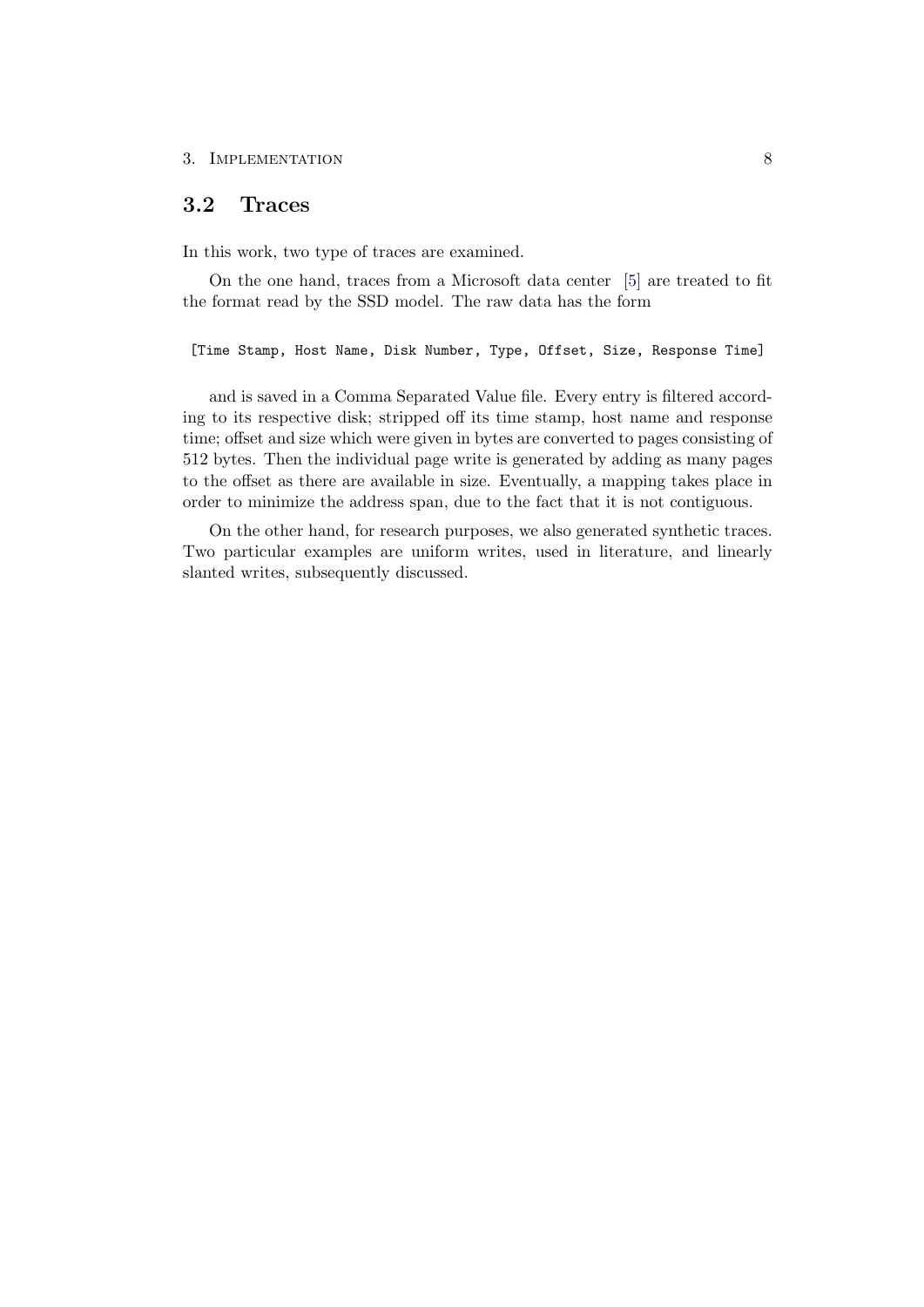## 3.2 Traces

In this work, two type of traces are examined.

On the one hand, traces from a Microsoft data center [5] are treated to fit the format read by the SSD model. The raw data has the form

```
[Time Stamp, Host Name, Disk Number, Type, Offset, Size, Response Time]
```

and is saved in a Comma Separated Value file. Every entry is filtered according to its respective disk; stripped off its time stamp, host name and response time; offset and size which were given in bytes are converted to pages consisting of 512 bytes. Then the individual page write is generated by adding as many pages to the offset as there are available in size. Eventually, a mapping takes place in order to minimize the address span, due to the fact that it is not contiguous.

On the other hand, for research purposes, we also generated synthetic traces. Two particular examples are uniform writes, used in literature, and linearly slanted writes, subsequently discussed.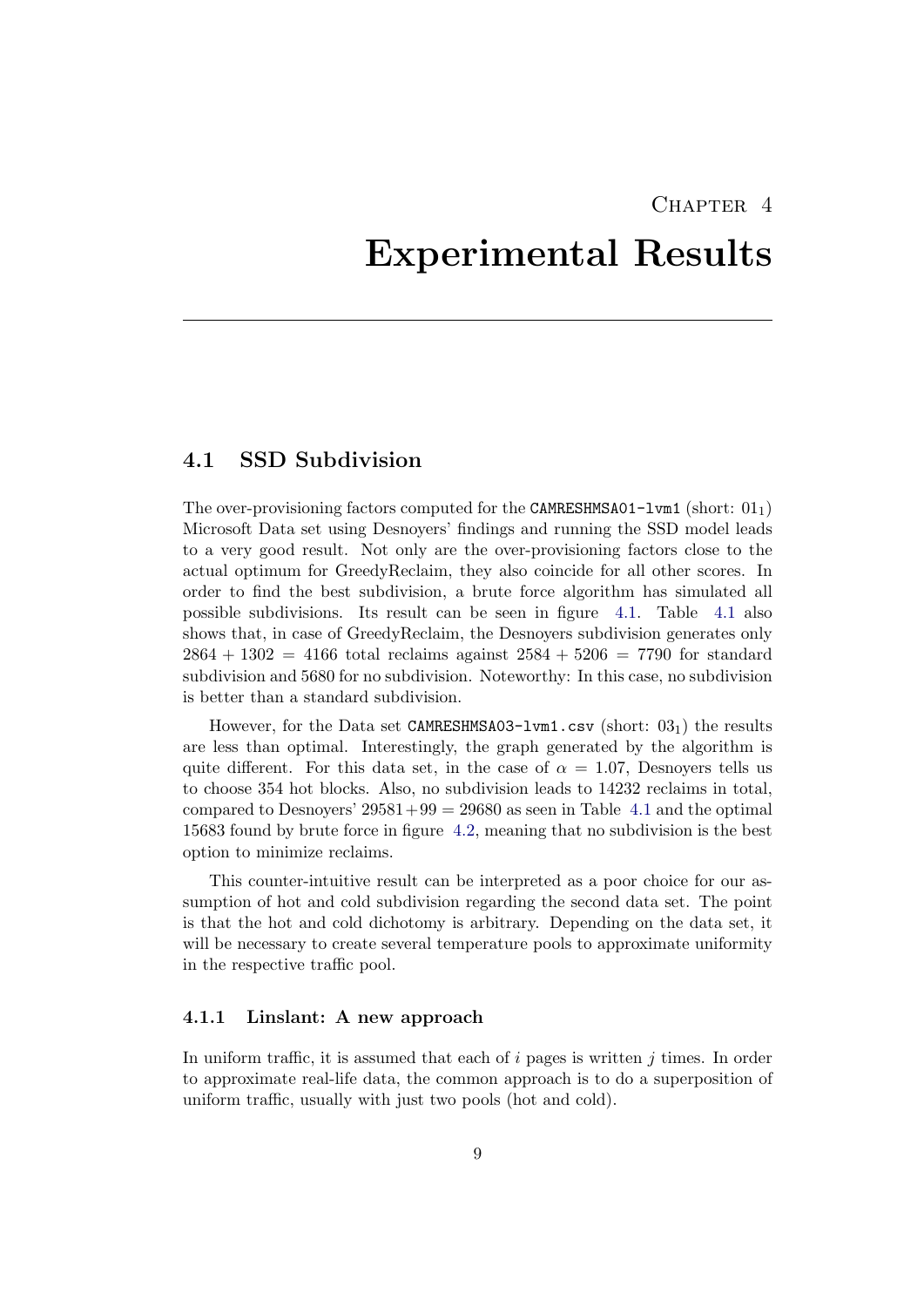# Chapter 4

# Experimental Results

## 4.1 SSD Subdivision

The over-provisioning factors computed for the `CAMRESHMSA01-lvm1` (short: $01_1$) Microsoft Data set using Desnoyers' findings and running the SSD model leads to a very good result. Not only are the over-provisioning factors close to the actual optimum for GreedyReclaim, they also coincide for all other scores. In order to find the best subdivision, a brute force algorithm has simulated all possible subdivisions. Its result can be seen in figure 4.1. Table 4.1 also shows that, in case of GreedyReclaim, the Desnoyers subdivision generates only $2864 + 1302 = 4166$ total reclaims against $2584 + 5206 = 7790$ for standard subdivision and 5680 for no subdivision. Noteworthy: In this case, no subdivision is better than a standard subdivision.

However, for the Data set `CAMRESHMSA03-lvm1.csv` (short: $03_1$) the results are less than optimal. Interestingly, the graph generated by the algorithm is quite different. For this data set, in the case of $\alpha = 1.07$, Desnoyers tells us to choose 354 hot blocks. Also, no subdivision leads to 14232 reclaims in total, compared to Desnoyers' $29581+99 = 29680$ as seen in Table 4.1 and the optimal 15683 found by brute force in figure 4.2, meaning that no subdivision is the best option to minimize reclaims.

This counter-intuitive result can be interpreted as a poor choice for our assumption of hot and cold subdivision regarding the second data set. The point is that the hot and cold dichotomy is arbitrary. Depending on the data set, it will be necessary to create several temperature pools to approximate uniformity in the respective traffic pool.

### 4.1.1 Linslant: A new approach

In uniform traffic, it is assumed that each of $i$ pages is written $j$ times. In order to approximate real-life data, the common approach is to do a superposition of uniform traffic, usually with just two pools (hot and cold).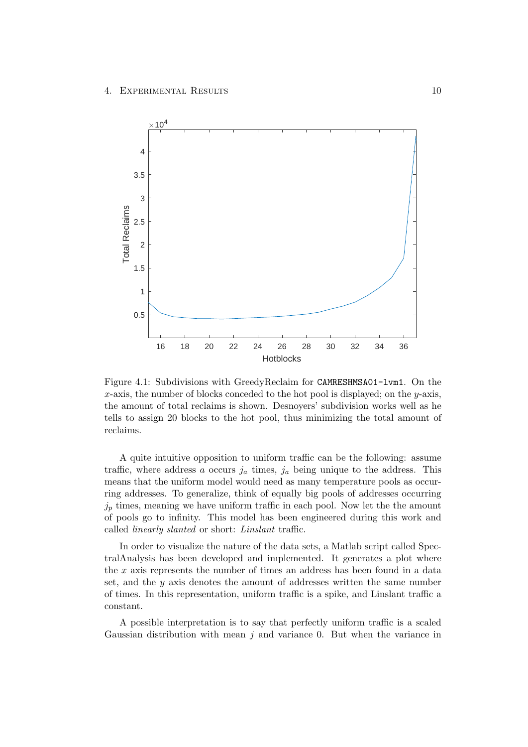Figure 4.1: Subdivisions with GreedyReclaim for `CAMRESHMSA01-lvm1`. On the $x$-axis, the number of blocks conceded to the hot pool is displayed; on the $y$-axis, the amount of total reclaims is shown. Desnoyers' subdivision works well as he tells to assign 20 blocks to the hot pool, thus minimizing the total amount of reclaims.

A quite intuitive opposition to uniform traffic can be the following: assume traffic, where address $a$ occurs $j_a$ times, $j_a$ being unique to the address. This means that the uniform model would need as many temperature pools as occurring addresses. To generalize, think of equally big pools of addresses occurring $j_p$ times, meaning we have uniform traffic in each pool. Now let the the amount of pools go to infinity. This model has been engineered during this work and called *linearly slanted* or short: *Linslant* traffic.

In order to visualize the nature of the data sets, a Matlab script called SpectralAnalysis has been developed and implemented. It generates a plot where the $x$ axis represents the number of times an address has been found in a data set, and the $y$ axis denotes the amount of addresses written the same number of times. In this representation, uniform traffic is a spike, and Linslant traffic a constant.

A possible interpretation is to say that perfectly uniform traffic is a scaled Gaussian distribution with mean $j$ and variance 0. But when the variance in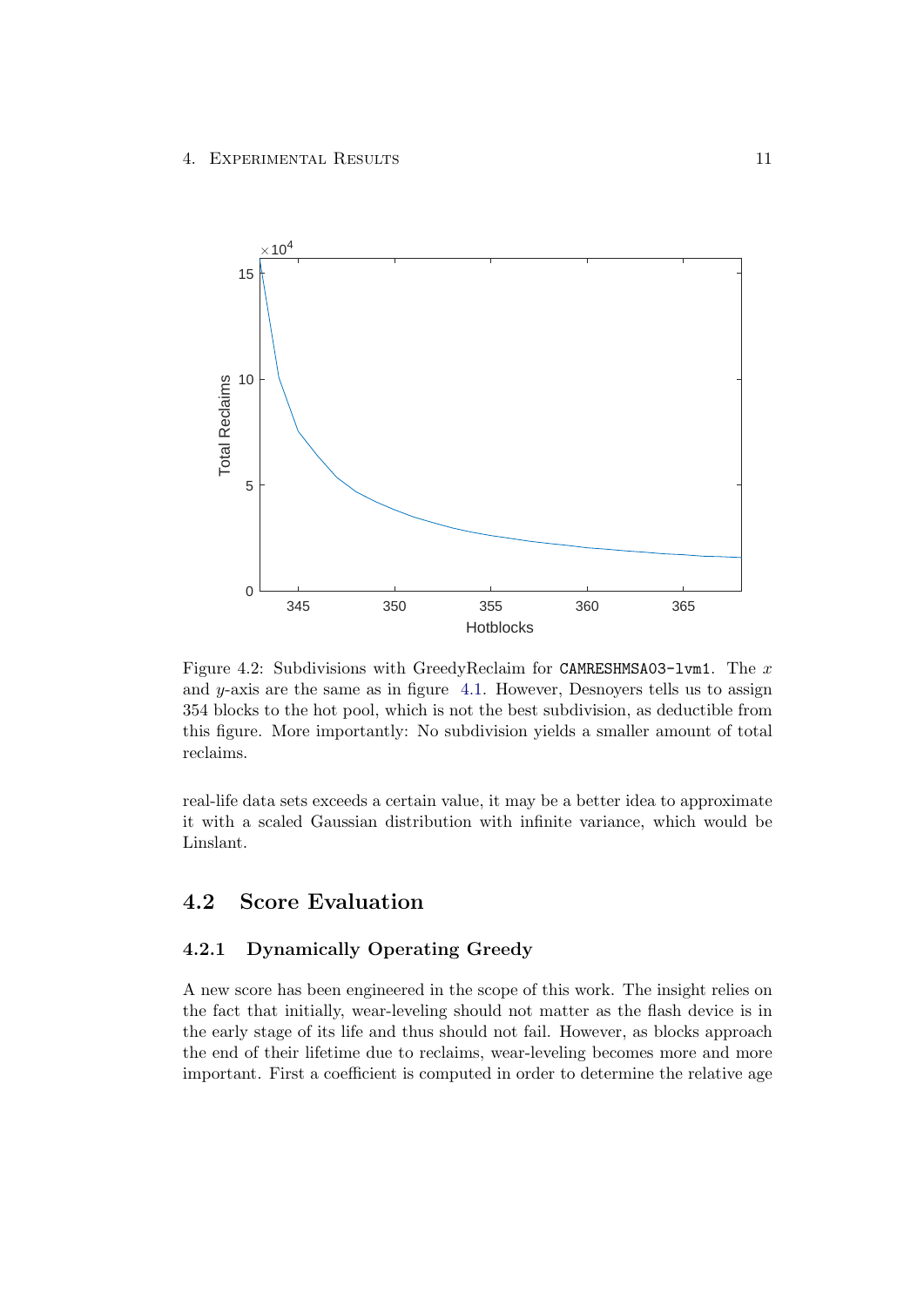Figure 4.2: Subdivisions with GreedyReclaim for `CAMRESHMSA03-lvm1`. The $x$ and $y$-axis are the same as in figure 4.1. However, Desnoyers tells us to assign 354 blocks to the hot pool, which is not the best subdivision, as deductible from this figure. More importantly: No subdivision yields a smaller amount of total reclaims.

real-life data sets exceeds a certain value, it may be a better idea to approximate it with a scaled Gaussian distribution with infinite variance, which would be Linslant.

## 4.2 Score Evaluation

### 4.2.1 Dynamically Operating Greedy

A new score has been engineered in the scope of this work. The insight relies on the fact that initially, wear-leveling should not matter as the flash device is in the early stage of its life and thus should not fail. However, as blocks approach the end of their lifetime due to reclaims, wear-leveling becomes more and more important. First a coefficient is computed in order to determine the relative age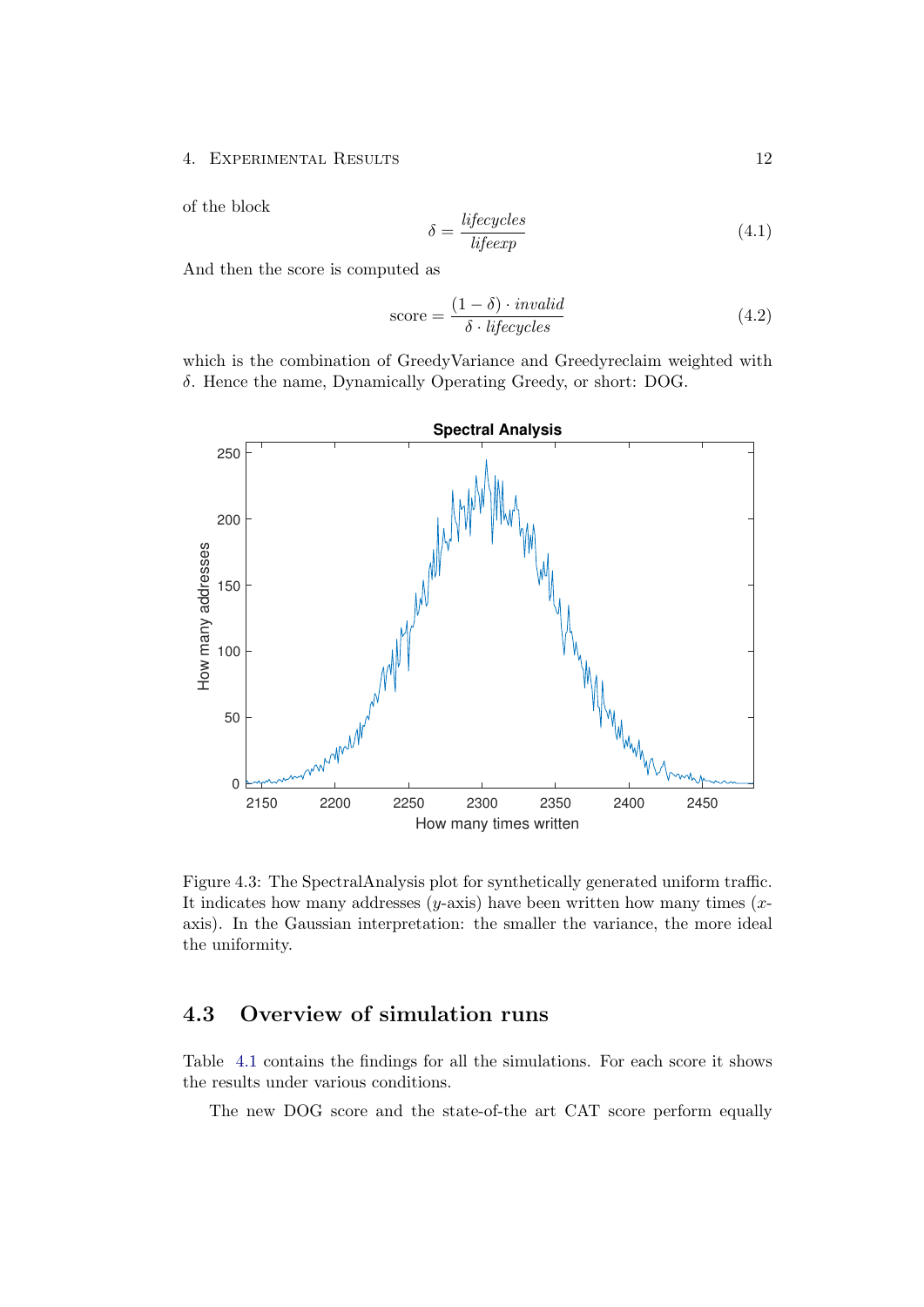of the block

$$\delta = \frac{\mathit{lifecycles}}{\mathit{lifeexp}} \tag{4.1}$$

And then the score is computed as

$$\text{score} = \frac{(1-\delta)\cdot \mathit{invalid}}{\delta \cdot \mathit{lifecycles}} \tag{4.2}$$

which is the combination of GreedyVariance and Greedyreclaim weighted with $\delta$. Hence the name, Dynamically Operating Greedy, or short: DOG.

Figure 4.3: The SpectralAnalysis plot for synthetically generated uniform traffic. It indicates how many addresses ($y$-axis) have been written how many times ($x$-axis). In the Gaussian interpretation: the smaller the variance, the more ideal the uniformity.

## 4.3 Overview of simulation runs

Table 4.1 contains the findings for all the simulations. For each score it shows the results under various conditions.

The new DOG score and the state-of-the art CAT score perform equally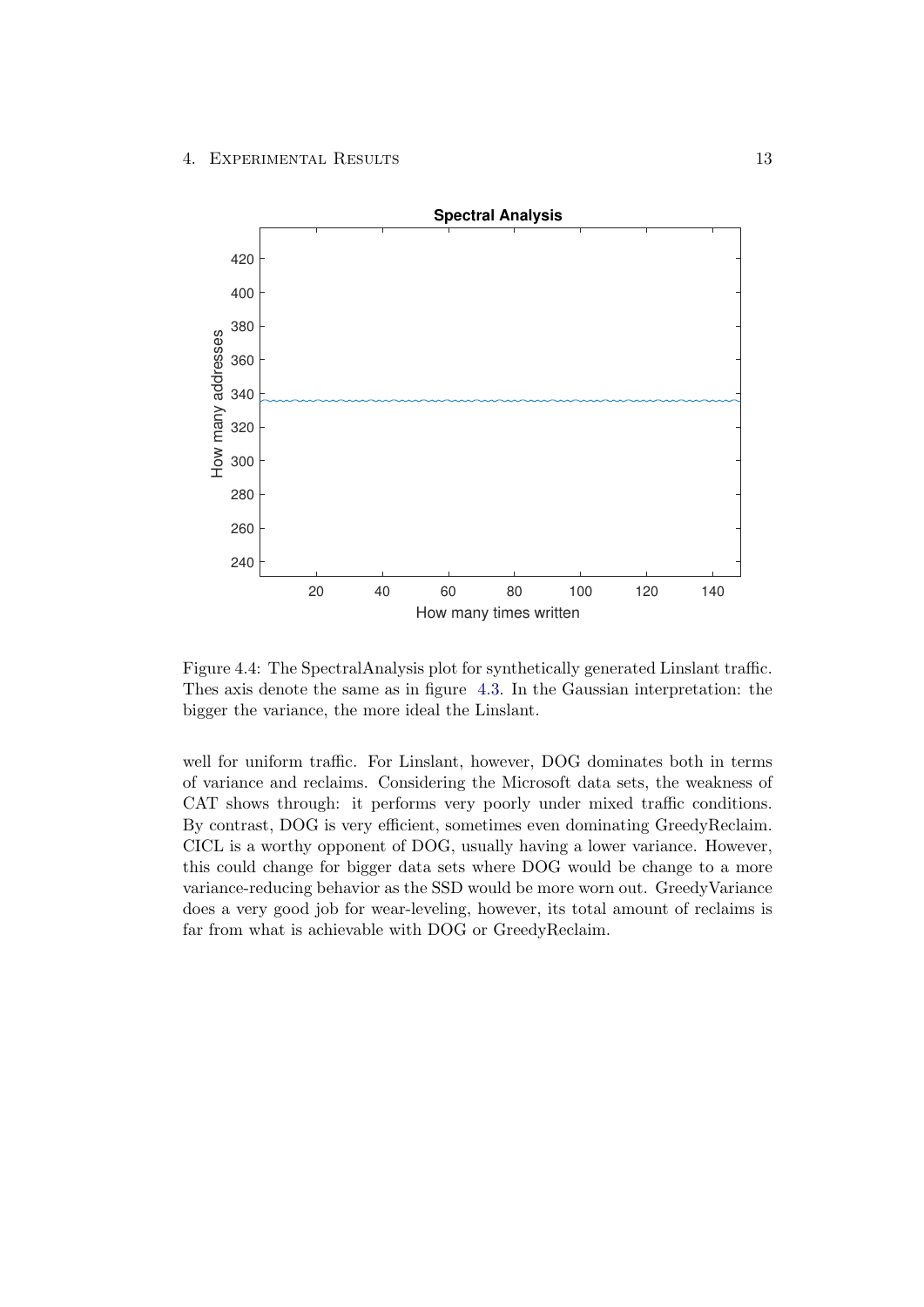Figure 4.4: The SpectralAnalysis plot for synthetically generated Linslant traffic. Thes axis denote the same as in figure 4.3. In the Gaussian interpretation: the bigger the variance, the more ideal the Linslant.

well for uniform traffic. For Linslant, however, DOG dominates both in terms of variance and reclaims. Considering the Microsoft data sets, the weakness of CAT shows through: it performs very poorly under mixed traffic conditions. By contrast, DOG is very efficient, sometimes even dominating GreedyReclaim. CICL is a worthy opponent of DOG, usually having a lower variance. However, this could change for bigger data sets where DOG would be change to a more variance-reducing behavior as the SSD would be more worn out. GreedyVariance does a very good job for wear-leveling, however, its total amount of reclaims is far from what is achievable with DOG or GreedyReclaim.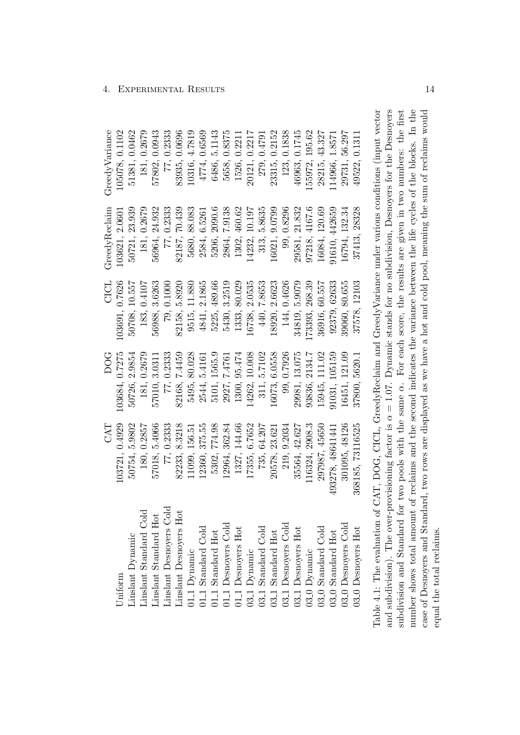|  | CAT | DOG | CICL | GreedyReclaim | GreedyVariance |
|---|---|---|---|---|---|
| Uniform | 103721, 0.4929 | 103684, 0.7275 | 103691, 0.7626 | 103621, 2.0601 | 105078, 0.1102 |
| Linslant Dynamic | 50754, 5.9802 | 50726, 2.9854 | 50708, 10.557 | 50721, 23.939 | 51381, 0.0462 |
| Linslant Standard Cold | 180, 0.2857 | 181, 0.2679 | 183, 0.4107 | 181, 0.2679 | 181, 0.2679 |
| Linslant Standard Hot | 57018, 5.4066 | 57010, 3.0311 | 56988, 3.6263 | 56964, 24.932 | 57802, 0.0943 |
| Linslant Desnoyers Cold | 77, 0.2333 | 77, 0.2333 | 79, 0.1000 | 77, 0.2333 | 77, 0.2333 |
| Linslant Desnoyers Hot | 82233, 8.3218 | 82168, 7.4459 | 82158, 5.8920 | 82187, 70.439 | 83935, 0.0696 |
| 01_1 Dynamic | 11099, 156.51 | 5495, 80.028 | 9515, 11.880 | 5680, 88.083 | 10316, 4.7819 |
| 01_1 Standard Cold | 12360, 375.55 | 2544, 5.4161 | 4841, 2.1865 | 2584, 6.5261 | 4774, 0.6569 |
| 01_1 Standard Hot | 5302, 774.98 | 5101, 1565.9 | 5225, 489.66 | 5206, 2090.6 | 6486, 5.1143 |
| 01_1 Desnoyers Cold | 12964, 362.84 | 2927, 7.4761 | 5430, 3.2519 | 2864, 7.9138 | 5658, 0.8375 |
| 01_1 Desnoyers Hot | 1327, 144.66 | 1300, 95.474 | 1333, 80.029 | 1302, 460.62 | 1526, 0.2211 |
| 03_1 Dynamic | 17355, 6.7652 | 14262, 10.008 | 16738, 2.0535 | 14232, 10.197 | 20121, 0.2217 |
| 03_1 Standard Cold | 735, 64.207 | 311, 5.7102 | 440, 7.8653 | 313, 5.8635 | 279, 0.4791 |
| 03_1 Standard Hot | 20578, 23.621 | 16073, 6.0558 | 18920, 2.6623 | 16021, 9.0799 | 23315, 0.2152 |
| 03_1 Desnoyers Cold | 219, 9.2034 | 99, 0.7926 | 144, 0.4626 | 99, 0.8296 | 123, 0.1838 |
| 03_1 Desnoyers Hot | 35564, 42.627 | 29981, 13.075 | 34819, 5.9079 | 29581, 21.832 | 46963, 0.1745 |
| 03_0 Dynamic | 116324, 2908.3 | 93836, 2134.7 | 173393, 268.39 | 97218, 4167.6 | 155972, 195.62 |
| 03_0 Standard Cold | 297987, 45650 | 15945, 111.02 | 36916, 60.557 | 16084, 120.69 | 28215, 43.327 |
| 03_0 Standard Hot | 493278, 48641441 | 91031, 105159 | 92379, 62633 | 91610, 442659 | 114966, 1.8571 |
| 03_0 Desnoyers Cold | 301095, 48126 | 16451, 121.09 | 39060, 80.655 | 16794, 132.34 | 29731, 56.297 |
| 03_0 Desnoyers Hot | 368185, 73116525 | 37800, 5620.1 | 37578, 12103 | 37413, 28328 | 49522, 0.1311 |

Table 4.1: The evaluation of CAT, DOG, CICL, GreedyReclaim and GreedyVariance under various conditions (input vector and subdivision). The over-provisioning factor is $\alpha = 1.07$. Dynamic stands for no subdivision, Desnoyers for the Desnoyers subdivision and Standard for two pools with the same $\alpha$. For each score, the results are given in two numbers: the first number shows total amount of reclaims and the second indicates the variance between the life cycles of the blocks. In the case of Desnoyers and Standard, two rows are displayed as we have a hot and cold pool, meaning the sum of reclaims would equal the total reclaims.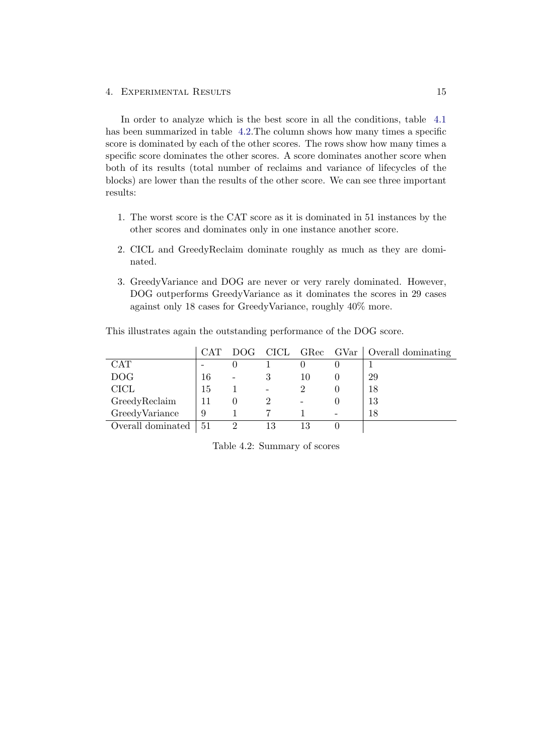In order to analyze which is the best score in all the conditions, table 4.1 has been summarized in table 4.2.The column shows how many times a specific score is dominated by each of the other scores. The rows show how many times a specific score dominates the other scores. A score dominates another score when both of its results (total number of reclaims and variance of lifecycles of the blocks) are lower than the results of the other score. We can see three important results:

1. The worst score is the CAT score as it is dominated in 51 instances by the other scores and dominates only in one instance another score.
2. CICL and GreedyReclaim dominate roughly as much as they are dominated.
3. GreedyVariance and DOG are never or very rarely dominated. However, DOG outperforms GreedyVariance as it dominates the scores in 29 cases against only 18 cases for GreedyVariance, roughly 40% more.

This illustrates again the outstanding performance of the DOG score.

| | CAT | DOG | CICL | GRec | GVar | Overall dominating |
|---|---|---|---|---|---|---|
| CAT | - | 0 | 1 | 0 | 0 | 1 |
| DOG | 16 | - | 3 | 10 | 0 | 29 |
| CICL | 15 | 1 | - | 2 | 0 | 18 |
| GreedyReclaim | 11 | 0 | 2 | - | 0 | 13 |
| GreedyVariance | 9 | 1 | 7 | 1 | - | 18 |
| Overall dominated | 51 | 2 | 13 | 13 | 0 | |

Table 4.2: Summary of scores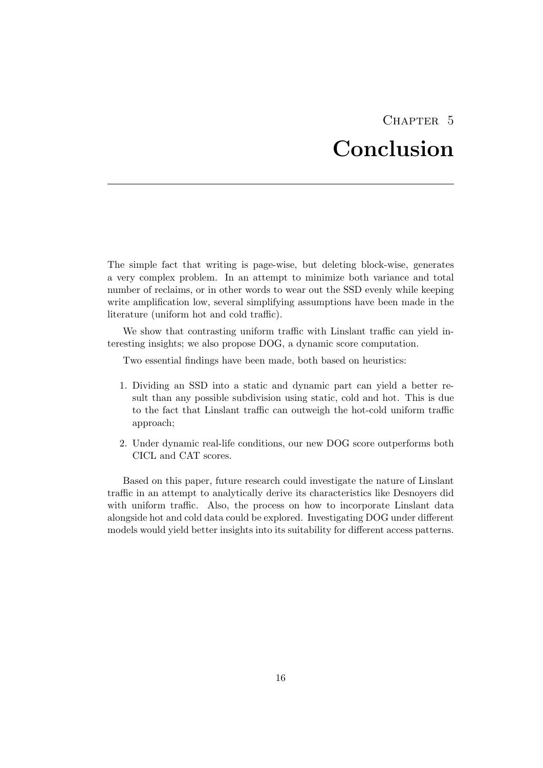# Chapter 5
# Conclusion

The simple fact that writing is page-wise, but deleting block-wise, generates a very complex problem. In an attempt to minimize both variance and total number of reclaims, or in other words to wear out the SSD evenly while keeping write amplification low, several simplifying assumptions have been made in the literature (uniform hot and cold traffic).

We show that contrasting uniform traffic with Linslant traffic can yield interesting insights; we also propose DOG, a dynamic score computation.

Two essential findings have been made, both based on heuristics:

1. Dividing an SSD into a static and dynamic part can yield a better result than any possible subdivision using static, cold and hot. This is due to the fact that Linslant traffic can outweigh the hot-cold uniform traffic approach;
2. Under dynamic real-life conditions, our new DOG score outperforms both CICL and CAT scores.

Based on this paper, future research could investigate the nature of Linslant traffic in an attempt to analytically derive its characteristics like Desnoyers did with uniform traffic. Also, the process on how to incorporate Linslant data alongside hot and cold data could be explored. Investigating DOG under different models would yield better insights into its suitability for different access patterns.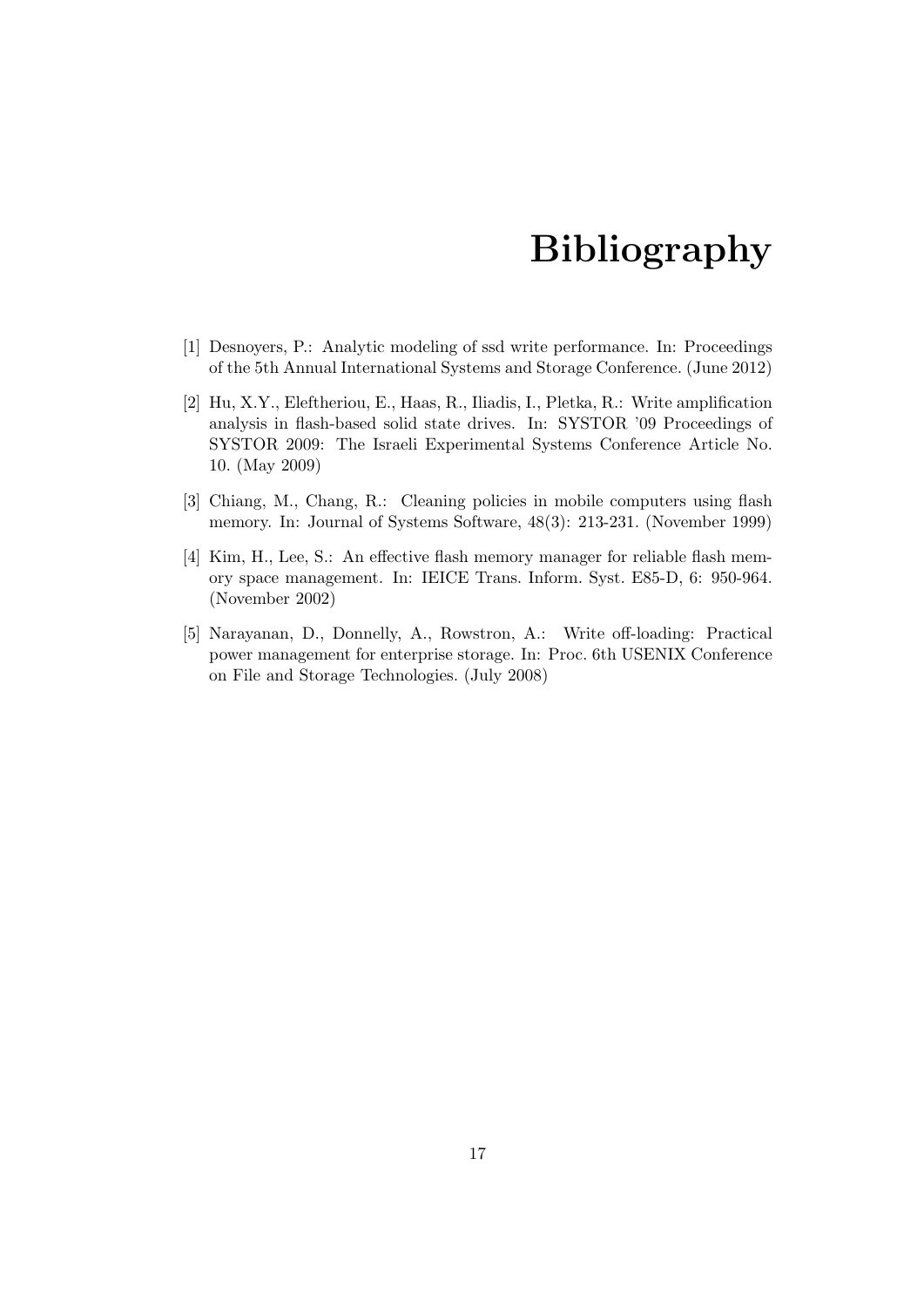# Bibliography

[1] Desnoyers, P.: Analytic modeling of ssd write performance. In: Proceedings of the 5th Annual International Systems and Storage Conference. (June 2012)

[2] Hu, X.Y., Eleftheriou, E., Haas, R., Iliadis, I., Pletka, R.: Write amplification analysis in flash-based solid state drives. In: SYSTOR '09 Proceedings of SYSTOR 2009: The Israeli Experimental Systems Conference Article No. 10. (May 2009)

[3] Chiang, M., Chang, R.: Cleaning policies in mobile computers using flash memory. In: Journal of Systems Software, 48(3): 213-231. (November 1999)

[4] Kim, H., Lee, S.: An effective flash memory manager for reliable flash memory space management. In: IEICE Trans. Inform. Syst. E85-D, 6: 950-964. (November 2002)

[5] Narayanan, D., Donnelly, A., Rowstron, A.: Write off-loading: Practical power management for enterprise storage. In: Proc. 6th USENIX Conference on File and Storage Technologies. (July 2008)